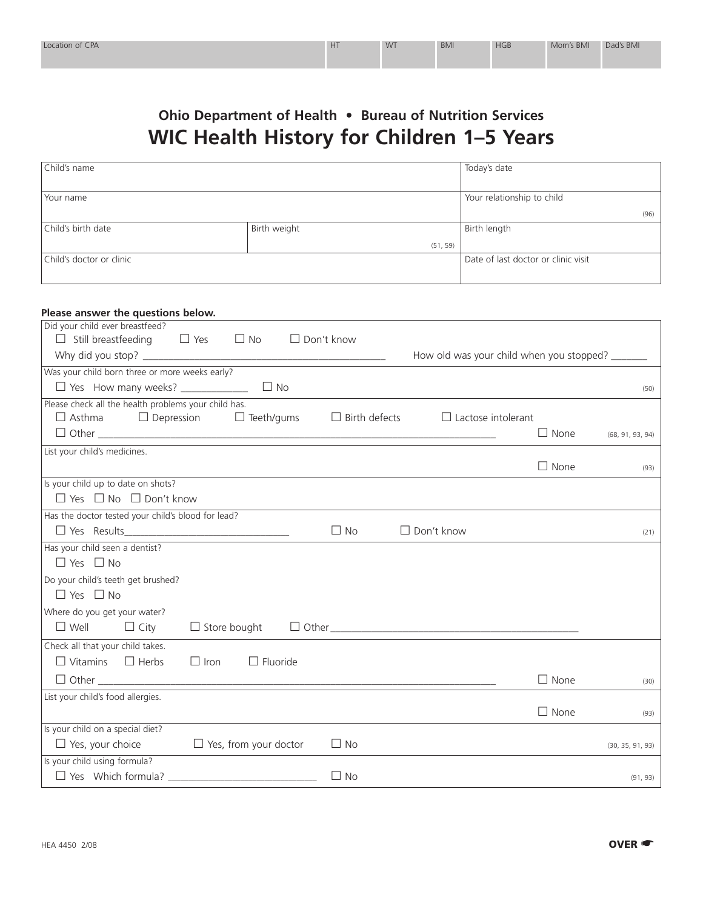| Location of CPA | HT | WT | BMI | HGB | Mom's BMI | Dad's BMI |
|---|---|---|---|---|---|---|
| | | | | | | |

**Ohio Department of Health • Bureau of Nutrition Services**

# WIC Health History for Children 1–5 Years

| | | |
|---|---|---|
| Child's name | | Today's date |
| Your name | | Your relationship to child (96) |
| Child's birth date | Birth weight (51, 59) | Birth length |
| Child's doctor or clinic | | Date of last doctor or clinic visit |

**Please answer the questions below.**

Did your child ever breastfeed?
☐ Still breastfeeding ☐ Yes ☐ No ☐ Don't know
Why did you stop? ________________ How old was your child when you stopped? _______

Was your child born three or more weeks early?
☐ Yes How many weeks? ____________ ☐ No (50)

Please check all the health problems your child has.
☐ Asthma ☐ Depression ☐ Teeth/gums ☐ Birth defects ☐ Lactose intolerant
☐ Other ________________ ☐ None (68, 91, 93, 94)

List your child's medicines.
☐ None (93)

Is your child up to date on shots?
☐ Yes ☐ No ☐ Don't know

Has the doctor tested your child's blood for lead?
☐ Yes Results________________ ☐ No ☐ Don't know (21)

Has your child seen a dentist?
☐ Yes ☐ No

Do your child's teeth get brushed?
☐ Yes ☐ No

Where do you get your water?
☐ Well ☐ City ☐ Store bought ☐ Other________________

Check all that your child takes.
☐ Vitamins ☐ Herbs ☐ Iron ☐ Fluoride
☐ Other ________________ ☐ None (30)

List your child's food allergies.
☐ None (93)

Is your child on a special diet?
☐ Yes, your choice ☐ Yes, from your doctor ☐ No (30, 35, 91, 93)

Is your child using formula?
☐ Yes Which formula? ________________ ☐ No (91, 93)

HEA 4450 2/08

**OVER** ☛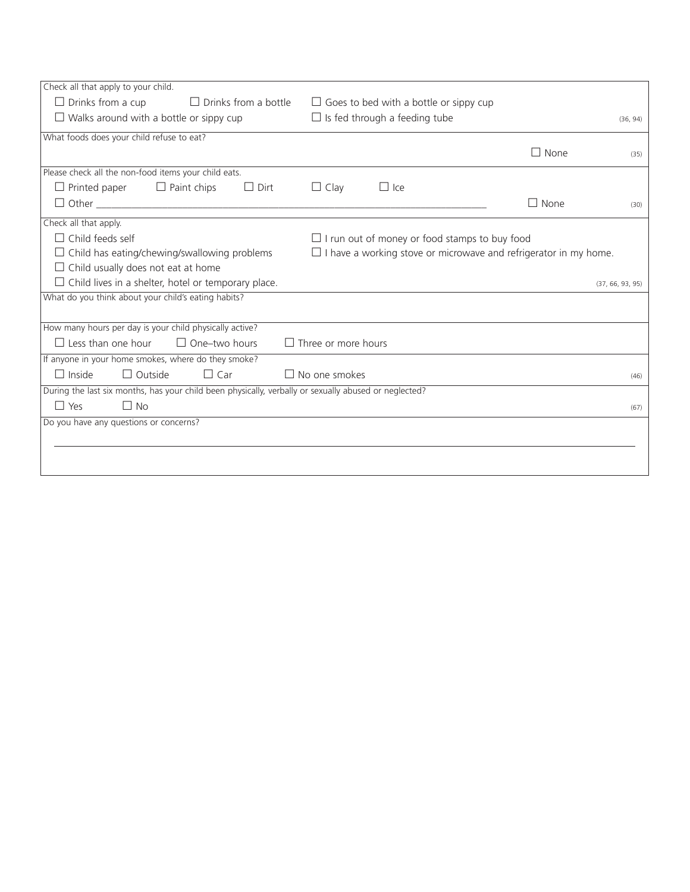Check all that apply to your child.

☐ Drinks from a cup ☐ Drinks from a bottle ☐ Goes to bed with a bottle or sippy cup

☐ Walks around with a bottle or sippy cup ☐ Is fed through a feeding tube (36, 94)

What foods does your child refuse to eat?

☐ None (35)

Please check all the non-food items your child eats.

☐ Printed paper ☐ Paint chips ☐ Dirt ☐ Clay ☐ Ice

☐ Other ______________________________ ☐ None (30)

Check all that apply.

☐ Child feeds self

☐ Child has eating/chewing/swallowing problems

☐ Child usually does not eat at home

☐ Child lives in a shelter, hotel or temporary place.

☐ I run out of money or food stamps to buy food

☐ I have a working stove or microwave and refrigerator in my home. (37, 66, 93, 95)

What do you think about your child's eating habits?

How many hours per day is your child physically active?

☐ Less than one hour ☐ One–two hours ☐ Three or more hours

If anyone in your home smokes, where do they smoke?

☐ Inside ☐ Outside ☐ Car ☐ No one smokes (46)

During the last six months, has your child been physically, verbally or sexually abused or neglected?

☐ Yes ☐ No (67)

Do you have any questions or concerns?

______________________________